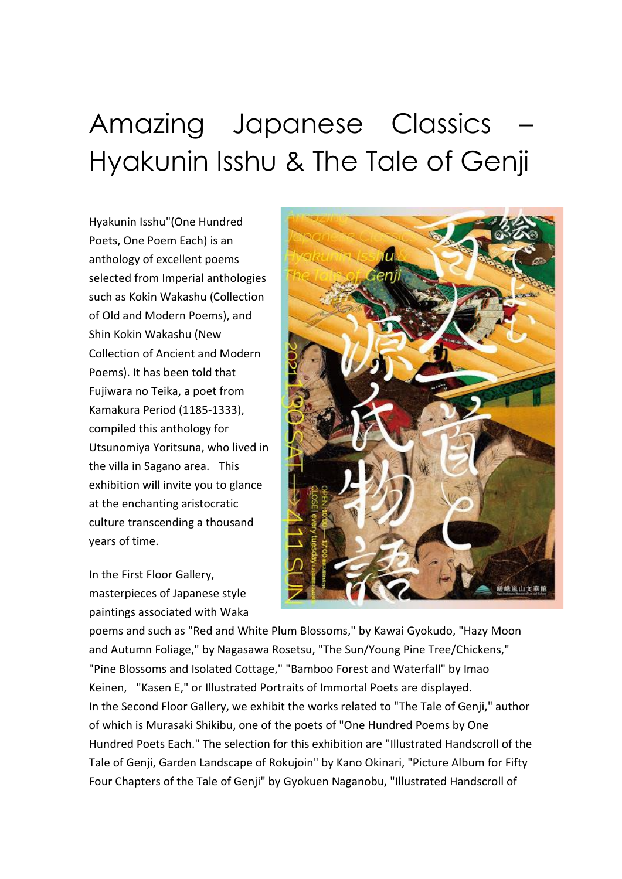# Amazing Japanese Classics – Hyakunin Isshu & The Tale of Genji

Hyakunin Isshu"(One Hundred Poets, One Poem Each) is an anthology of excellent poems selected from Imperial anthologies such as Kokin Wakashu (Collection of Old and Modern Poems), and Shin Kokin Wakashu (New Collection of Ancient and Modern Poems). It has been told that Fujiwara no Teika, a poet from Kamakura Period (1185-1333), compiled this anthology for Utsunomiya Yoritsuna, who lived in the villa in Sagano area. This exhibition will invite you to glance at the enchanting aristocratic culture transcending a thousand years of time.

In the First Floor Gallery, masterpieces of Japanese style paintings associated with Waka poems and such as "Red and White Plum Blossoms," by Kawai Gyokudo, "Hazy Moon and Autumn Foliage," by Nagasawa Rosetsu, "The Sun/Young Pine Tree/Chickens," "Pine Blossoms and Isolated Cottage," "Bamboo Forest and Waterfall" by Imao Keinen, "Kasen E," or Illustrated Portraits of Immortal Poets are displayed.
In the Second Floor Gallery, we exhibit the works related to "The Tale of Genji," author of which is Murasaki Shikibu, one of the poets of "One Hundred Poems by One Hundred Poets Each." The selection for this exhibition are "Illustrated Handscroll of the Tale of Genji, Garden Landscape of Rokujoin" by Kano Okinari, "Picture Album for Fifty Four Chapters of the Tale of Genji" by Gyokuen Naganobu, "Illustrated Handscroll of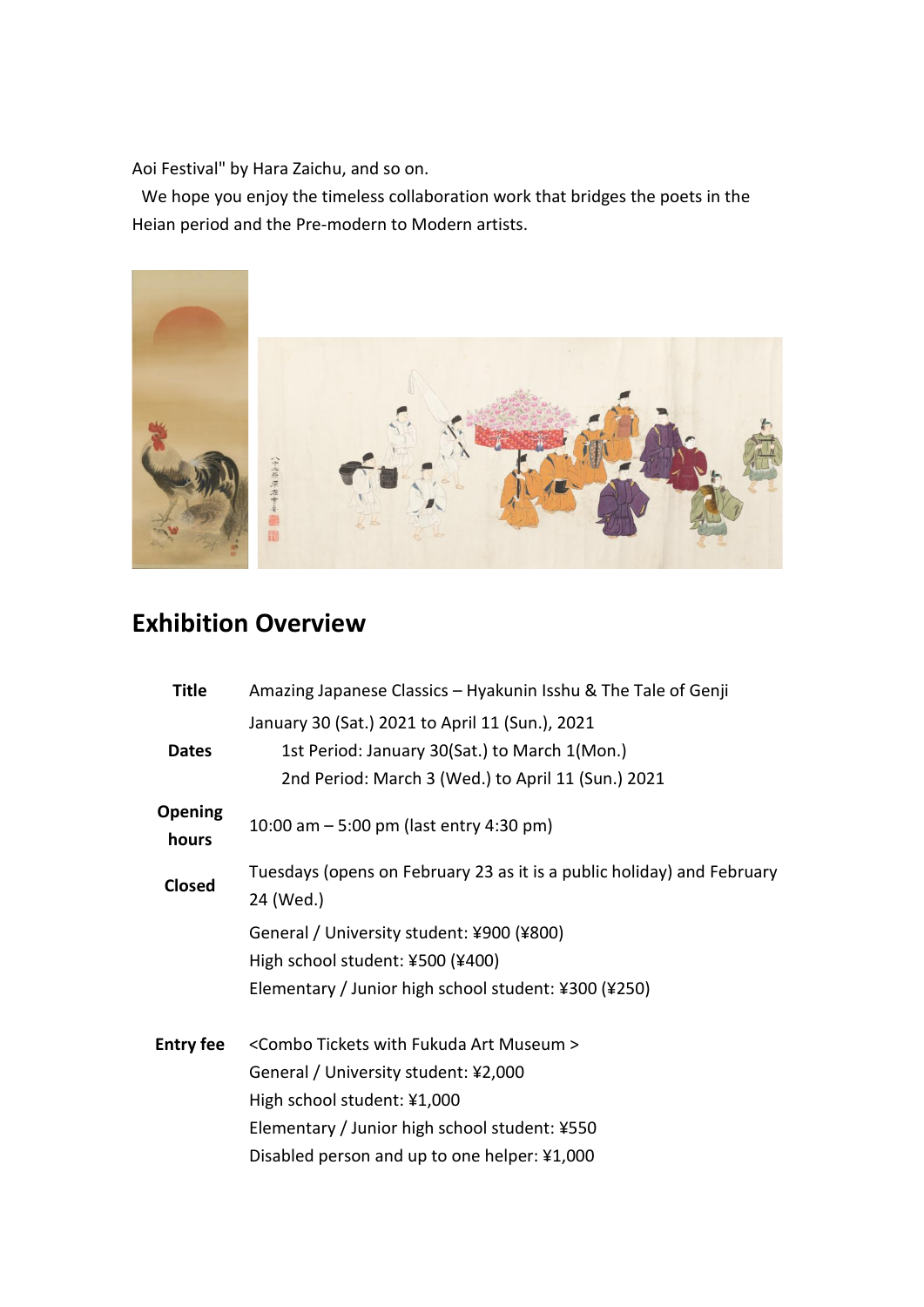Aoi Festival" by Hara Zaichu, and so on.

We hope you enjoy the timeless collaboration work that bridges the poets in the Heian period and the Pre-modern to Modern artists.

## Exhibition Overview

| | |
|---|---|
| **Title** | Amazing Japanese Classics – Hyakunin Isshu & The Tale of Genji |
| **Dates** | January 30 (Sat.) 2021 to April 11 (Sun.), 2021<br>1st Period: January 30(Sat.) to March 1(Mon.)<br>2nd Period: March 3 (Wed.) to April 11 (Sun.) 2021 |
| **Opening hours** | 10:00 am – 5:00 pm (last entry 4:30 pm) |
| **Closed** | Tuesdays (opens on February 23 as it is a public holiday) and February 24 (Wed.) |
| **Entry fee** | General / University student: ¥900 (¥800)<br>High school student: ¥500 (¥400)<br>Elementary / Junior high school student: ¥300 (¥250)<br><br><Combo Tickets with Fukuda Art Museum ><br>General / University student: ¥2,000<br>High school student: ¥1,000<br>Elementary / Junior high school student: ¥550<br>Disabled person and up to one helper: ¥1,000 |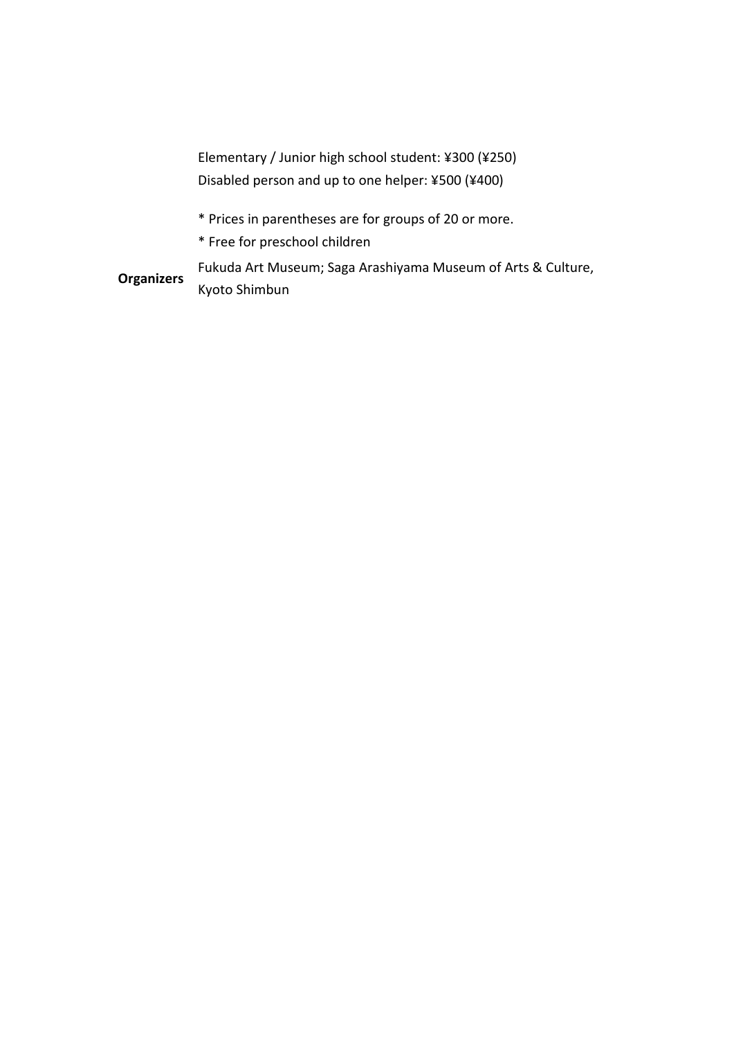Elementary / Junior high school student: ¥300 (¥250)
Disabled person and up to one helper: ¥500 (¥400)

* Prices in parentheses are for groups of 20 or more.
* Free for preschool children

**Organizers** Fukuda Art Museum; Saga Arashiyama Museum of Arts & Culture, Kyoto Shimbun